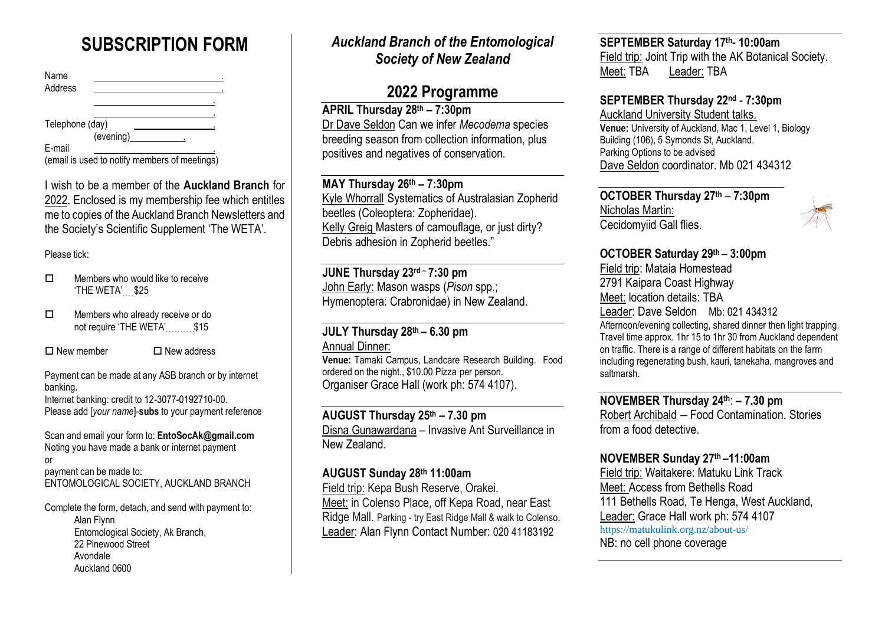# SUBSCRIPTION FORM

Name ______________________

Address ______________________

______________________

______________________

Telephone (day) ______________

(evening) ______________

E-mail ______________________

(email is used to notify members of meetings)

I wish to be a member of the **Auckland Branch** for 2022. Enclosed is my membership fee which entitles me to copies of the Auckland Branch Newsletters and the Society's Scientific Supplement 'The WETA'.

Please tick:

- ☐ Members who would like to receive 'THE WETA' ... $25
- ☐ Members who already receive or do not require 'THE WETA' ......... $15

☐ New member ☐ New address

Payment can be made at any ASB branch or by internet banking.
Internet banking: credit to 12-3077-0192710-00.
Please add [*your name*]-**subs** to your payment reference

Scan and email your form to: **EntoSocAk@gmail.com**
Noting you have made a bank or internet payment
or
payment can be made to:
ENTOMOLOGICAL SOCIETY, AUCKLAND BRANCH

Complete the form, detach, and send with payment to:

Alan Flynn
Entomological Society, Ak Branch,
22 Pinewood Street
Avondale
Auckland 0600

## *Auckland Branch of the Entomological Society of New Zealand*

## 2022 Programme

**APRIL Thursday 28th – 7:30pm**
Dr Dave Seldon Can we infer *Mecodema* species breeding season from collection information, plus positives and negatives of conservation.

**MAY Thursday 26th – 7:30pm**
Kyle Whorrall Systematics of Australasian Zopherid beetles (Coleoptera: Zopheridae).
Kelly Greig Masters of camouflage, or just dirty? Debris adhesion in Zopherid beetles."

**JUNE Thursday 23rd – 7:30 pm**
John Early: Mason wasps (*Pison* spp.; Hymenoptera: Crabronidae) in New Zealand.

**JULY Thursday 28th – 6.30 pm**
Annual Dinner:
**Venue:** Tamaki Campus, Landcare Research Building. Food ordered on the night., $10.00 Pizza per person.
Organiser Grace Hall (work ph: 574 4107).

**AUGUST Thursday 25th – 7.30 pm**
Disna Gunawardana – Invasive Ant Surveillance in New Zealand.

**AUGUST Sunday 28th 11:00am**
Field trip: Kepa Bush Reserve, Orakei.
Meet: in Colenso Place, off Kepa Road, near East Ridge Mall. Parking - try East Ridge Mall & walk to Colenso.
Leader: Alan Flynn Contact Number: 020 41183192

**SEPTEMBER Saturday 17th- 10:00am**
Field trip: Joint Trip with the AK Botanical Society.
Meet: TBA Leader: TBA

**SEPTEMBER Thursday 22nd - 7:30pm**
Auckland University Student talks.
**Venue:** University of Auckland, Mac 1, Level 1, Biology Building (106), 5 Symonds St, Auckland.
Parking Options to be advised
Dave Seldon coordinator. Mb 021 434312

**OCTOBER Thursday 27th – 7:30pm**
Nicholas Martin:
Cecidomyiid Gall flies.

**OCTOBER Saturday 29th – 3:00pm**
Field trip: Mataia Homestead
2791 Kaipara Coast Highway
Meet: location details: TBA
Leader: Dave Seldon Mb: 021 434312
Afternoon/evening collecting, shared dinner then light trapping. Travel time approx. 1hr 15 to 1hr 30 from Auckland dependent on traffic. There is a range of different habitats on the farm including regenerating bush, kauri, tanekaha, mangroves and saltmarsh.

**NOVEMBER Thursday 24th: – 7.30 pm**
Robert Archibald – Food Contamination. Stories from a food detective.

**NOVEMBER Sunday 27th –11:00am**
Field trip: Waitakere: Matuku Link Track
Meet: Access from Bethells Road
111 Bethells Road, Te Henga, West Auckland,
Leader: Grace Hall work ph: 574 4107
https://matukulink.org.nz/about-us/
NB: no cell phone coverage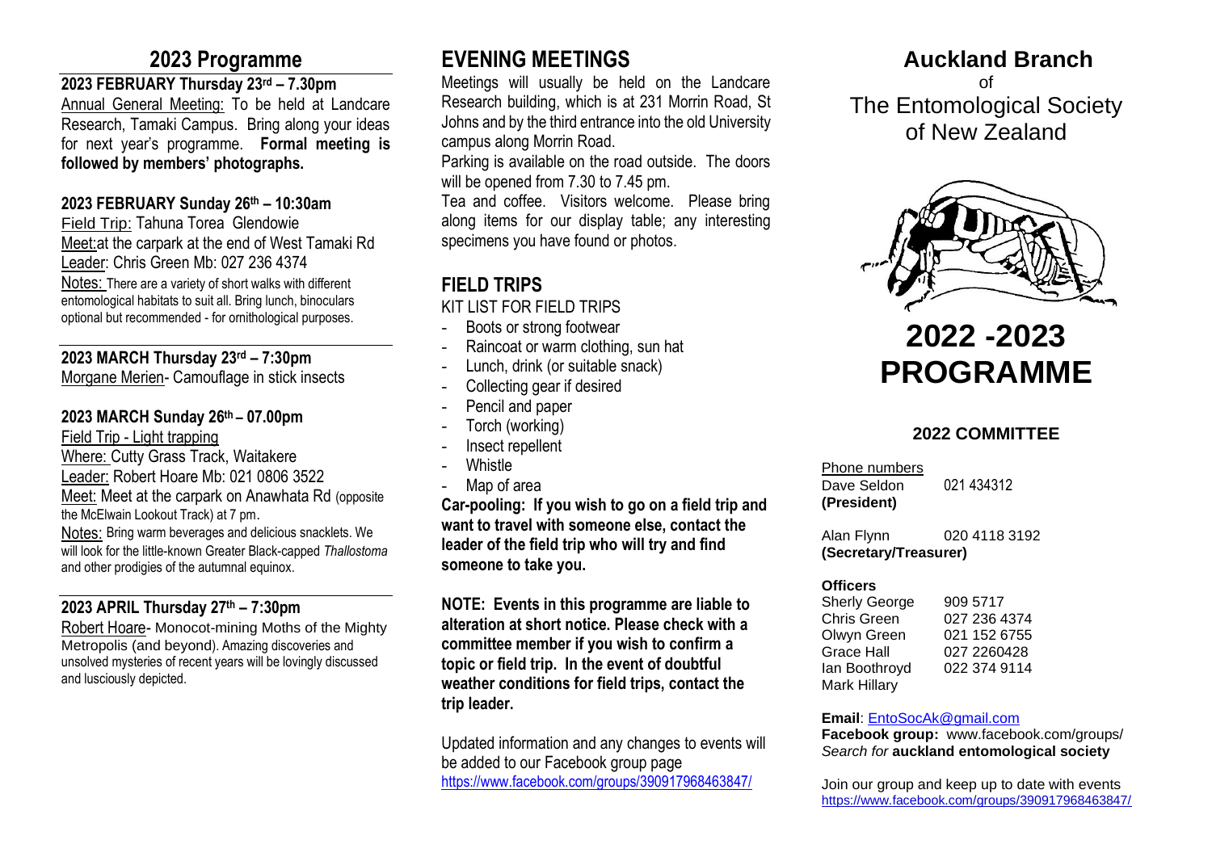## 2023 Programme

**2023 FEBRUARY Thursday 23rd – 7.30pm**

Annual General Meeting: To be held at Landcare Research, Tamaki Campus. Bring along your ideas for next year's programme. **Formal meeting is followed by members' photographs.**

**2023 FEBRUARY Sunday 26th – 10:30am**

Field Trip: Tahuna Torea Glendowie

Meet: at the carpark at the end of West Tamaki Rd

Leader: Chris Green Mb: 027 236 4374

Notes: There are a variety of short walks with different entomological habitats to suit all. Bring lunch, binoculars optional but recommended - for ornithological purposes.

**2023 MARCH Thursday 23rd – 7:30pm**

Morgane Merien- Camouflage in stick insects

**2023 MARCH Sunday 26th – 07.00pm**

Field Trip - Light trapping

Where: Cutty Grass Track, Waitakere

Leader: Robert Hoare Mb: 021 0806 3522

Meet: Meet at the carpark on Anawhata Rd (opposite the McElwain Lookout Track) at 7 pm.

Notes: Bring warm beverages and delicious snacklets. We will look for the little-known Greater Black-capped *Thallostoma* and other prodigies of the autumnal equinox.

**2023 APRIL Thursday 27th – 7:30pm**

Robert Hoare- Monocot-mining Moths of the Mighty Metropolis (and beyond). Amazing discoveries and unsolved mysteries of recent years will be lovingly discussed and lusciously depicted.

## EVENING MEETINGS

Meetings will usually be held on the Landcare Research building, which is at 231 Morrin Road, St Johns and by the third entrance into the old University campus along Morrin Road.

Parking is available on the road outside. The doors will be opened from 7.30 to 7.45 pm.

Tea and coffee. Visitors welcome. Please bring along items for our display table; any interesting specimens you have found or photos.

## FIELD TRIPS

KIT LIST FOR FIELD TRIPS

- Boots or strong footwear
- Raincoat or warm clothing, sun hat
- Lunch, drink (or suitable snack)
- Collecting gear if desired
- Pencil and paper
- Torch (working)
- Insect repellent
- Whistle
- Map of area

**Car-pooling: If you wish to go on a field trip and want to travel with someone else, contact the leader of the field trip who will try and find someone to take you.**

**NOTE: Events in this programme are liable to alteration at short notice. Please check with a committee member if you wish to confirm a topic or field trip. In the event of doubtful weather conditions for field trips, contact the trip leader.**

Updated information and any changes to events will be added to our Facebook group page https://www.facebook.com/groups/390917968463847/

# Auckland Branch

of

The Entomological Society of New Zealand

# 2022 -2023 PROGRAMME

### 2022 COMMITTEE

Phone numbers

Dave Seldon 021 434312
**(President)**

Alan Flynn 020 4118 3192
**(Secretary/Treasurer)**

**Officers**

| | |
|---|---|
| Sherly George | 909 5717 |
| Chris Green | 027 236 4374 |
| Olwyn Green | 021 152 6755 |
| Grace Hall | 027 2260428 |
| Ian Boothroyd | 022 374 9114 |
| Mark Hillary | |

**Email**: EntoSocAk@gmail.com

**Facebook group:** www.facebook.com/groups/
*Search for* **auckland entomological society**

Join our group and keep up to date with events
https://www.facebook.com/groups/390917968463847/